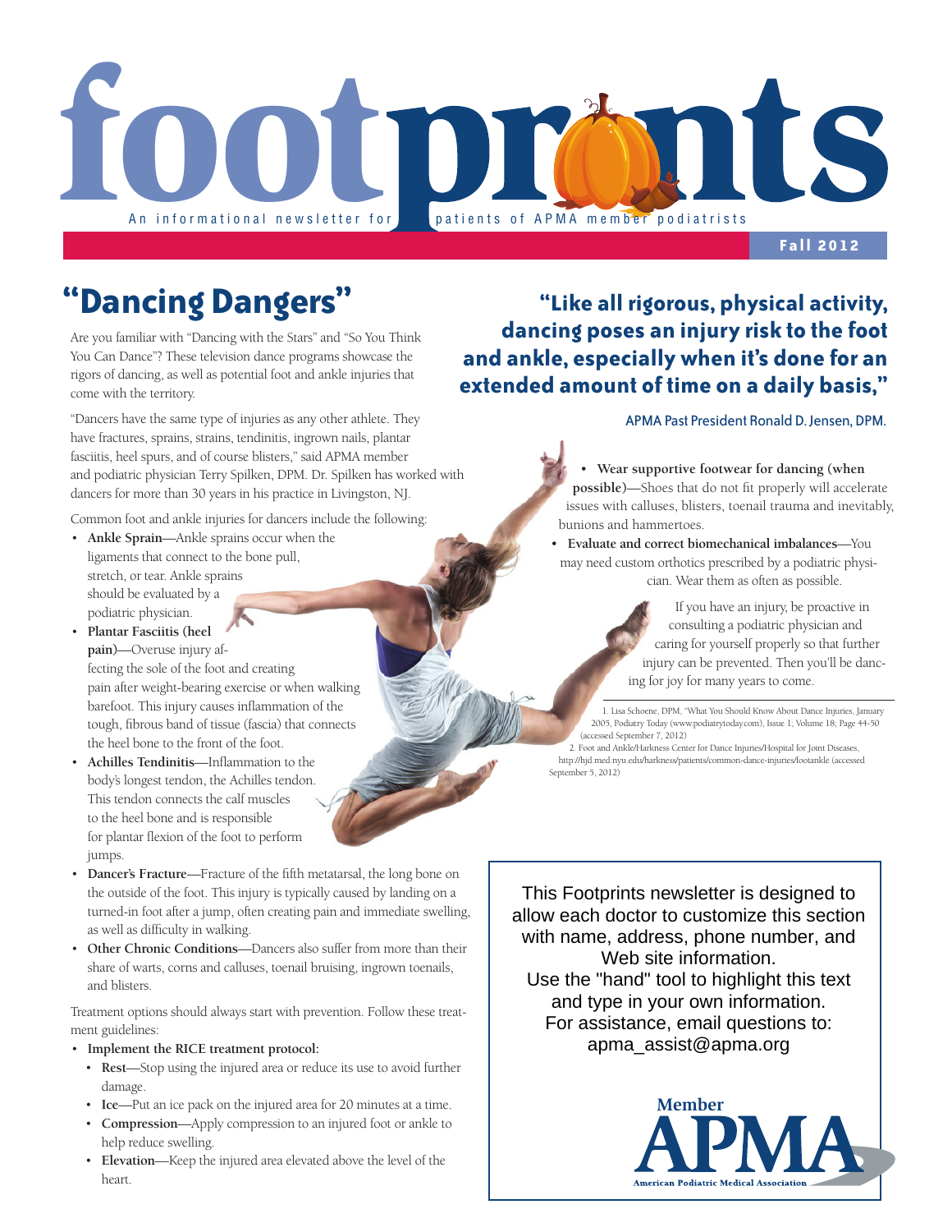# footprints

An informational newsletter for patients of APMA member podiatrists

**Fall 2012**

## "Dancing Dangers"

Are you familiar with "Dancing with the Stars" and "So You Think You Can Dance"? These television dance programs showcase the rigors of dancing, as well as potential foot and ankle injuries that come with the territory.

"Dancers have the same type of injuries as any other athlete. They have fractures, sprains, strains, tendinitis, ingrown nails, plantar fasciitis, heel spurs, and of course blisters," said APMA member and podiatric physician Terry Spilken, DPM. Dr. Spilken has worked with dancers for more than 30 years in his practice in Livingston, NJ.

Common foot and ankle injuries for dancers include the following:

- **Ankle Sprain**—Ankle sprains occur when the ligaments that connect to the bone pull, stretch, or tear. Ankle sprains should be evaluated by a podiatric physician.
- **Plantar Fasciitis (heel pain)**—Overuse injury affecting the sole of the foot and creating pain after weight-bearing exercise or when walking barefoot. This injury causes inflammation of the tough, fibrous band of tissue (fascia) that connects the heel bone to the front of the foot.
- **Achilles Tendinitis**—Inflammation to the body's longest tendon, the Achilles tendon. This tendon connects the calf muscles to the heel bone and is responsible for plantar flexion of the foot to perform jumps.
- **Dancer's Fracture**—Fracture of the fifth metatarsal, the long bone on the outside of the foot. This injury is typically caused by landing on a turned-in foot after a jump, often creating pain and immediate swelling, as well as difficulty in walking.
- **Other Chronic Conditions**—Dancers also suffer from more than their share of warts, corns and calluses, toenail bruising, ingrown toenails, and blisters.

Treatment options should always start with prevention. Follow these treatment guidelines:

- **Implement the RICE treatment protocol:**
  - **Rest**—Stop using the injured area or reduce its use to avoid further damage.
  - **Ice**—Put an ice pack on the injured area for 20 minutes at a time.
  - **Compression**—Apply compression to an injured foot or ankle to help reduce swelling.
  - **Elevation**—Keep the injured area elevated above the level of the heart.
- **Wear supportive footwear for dancing (when possible)**—Shoes that do not fit properly will accelerate issues with calluses, blisters, toenail trauma and inevitably, bunions and hammertoes.
- **Evaluate and correct biomechanical imbalances**—You may need custom orthotics prescribed by a podiatric physician. Wear them as often as possible.

**"Like all rigorous, physical activity, dancing poses an injury risk to the foot and ankle, especially when it's done for an extended amount of time on a daily basis,"**

APMA Past President Ronald D. Jensen, DPM.

If you have an injury, be proactive in consulting a podiatric physician and caring for yourself properly so that further injury can be prevented. Then you'll be dancing for joy for many years to come.

1. Lisa Schoene, DPM, "What You Should Know About Dance Injuries, January 2005, Podiatry Today (www.podiatrytoday.com), Issue 1; Volume 18; Page 44-50 (accessed September 7, 2012)
2. Foot and Ankle/Harkness Center for Dance Injuries/Hospital for Joint Diseases, http://hjd.med.nyu.edu/harkness/patients/common-dance-injuries/footankle (accessed September 5, 2012)

This Footprints newsletter is designed to allow each doctor to customize this section with name, address, phone number, and Web site information.
Use the "hand" tool to highlight this text and type in your own information.
For assistance, email questions to: apma_assist@apma.org

Member APMA
American Podiatric Medical Association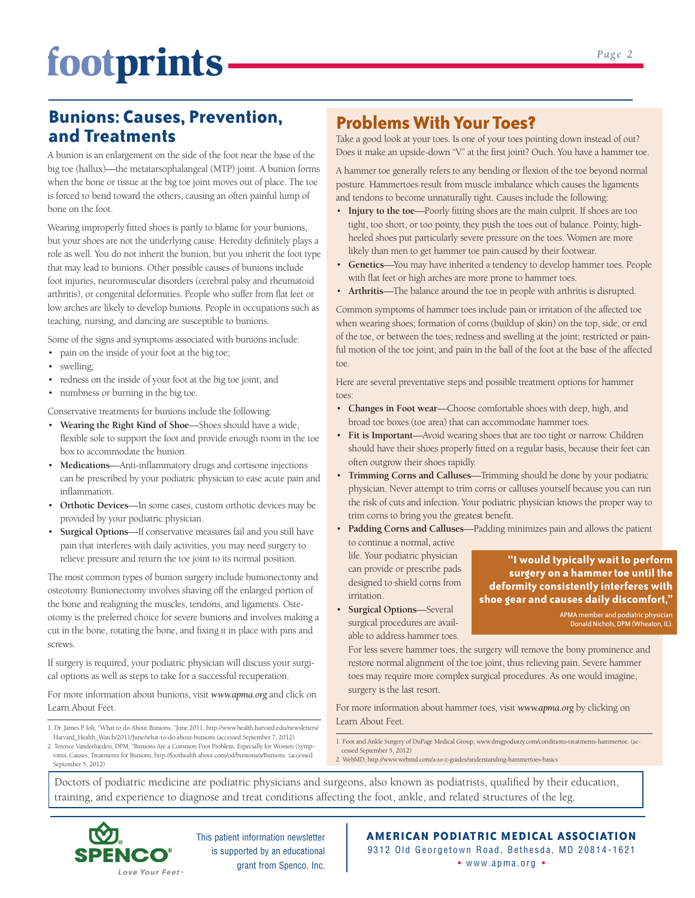## Bunions: Causes, Prevention, and Treatments

A bunion is an enlargement on the side of the foot near the base of the big toe (hallux)—the metatarsophalangeal (MTP) joint. A bunion forms when the bone or tissue at the big toe joint moves out of place. The toe is forced to bend toward the others, causing an often painful lump of bone on the foot.

Wearing improperly fitted shoes is partly to blame for your bunions, but your shoes are not the underlying cause. Heredity definitely plays a role as well. You do not inherit the bunion, but you inherit the foot type that may lead to bunions. Other possible causes of bunions include foot injuries, neuromuscular disorders (cerebral palsy and rheumatoid arthritis), or congenital deformities. People who suffer from flat feet or low arches are likely to develop bunions. People in occupations such as teaching, nursing, and dancing are susceptible to bunions.

Some of the signs and symptoms associated with bunions include:

- pain on the inside of your foot at the big toe;
- swelling;
- redness on the inside of your foot at the big toe joint; and
- numbness or burning in the big toe.

Conservative treatments for bunions include the following:

- **Wearing the Right Kind of Shoe**—Shoes should have a wide, flexible sole to support the foot and provide enough room in the toe box to accommodate the bunion.
- **Medications**—Anti-inflammatory drugs and cortisone injections can be prescribed by your podiatric physician to ease acute pain and inflammation.
- **Orthotic Devices**—In some cases, custom orthotic devices may be provided by your podiatric physician.
- **Surgical Options**—If conservative measures fail and you still have pain that interferes with daily activities, you may need surgery to relieve pressure and return the toe joint to its normal position.

The most common types of bunion surgery include bunionectomy and osteotomy. Bunionectomy involves shaving off the enlarged portion of the bone and realigning the muscles, tendons, and ligaments. Osteotomy is the preferred choice for severe bunions and involves making a cut in the bone, rotating the bone, and fixing it in place with pins and screws.

If surgery is required, your podiatric physician will discuss your surgical options as well as steps to take for a successful recuperation.

For more information about bunions, visit *www.apma.org* and click on Learn About Feet.

1. Dr. James P. Ioli, "What to do About Bunions, "June 2011, http://www.health.harvard.edu/newsletters/Harvard_Health_Watch/2011/June/what-to-do-about-bunions (accessed September 7, 2012)
2. Terence Vanderhieden, DPM, "Bunions Are a Common Foot Problem, Especially for Women (Symptoms, Causes, Treatments for Bunions, http://foothealth.about.com/od/bunions/a/Bunions. (accessed September 5, 2012)

## Problems With Your Toes?

Take a good look at your toes. Is one of your toes pointing down instead of out? Does it make an upside-down "V" at the first joint? Ouch. You have a hammer toe.

A hammer toe generally refers to any bending or flexion of the toe beyond normal posture. Hammertoes result from muscle imbalance which causes the ligaments and tendons to become unnaturally tight. Causes include the following:

- **Injury to the toe**—Poorly fitting shoes are the main culprit. If shoes are too tight, too short, or too pointy, they push the toes out of balance. Pointy, high-heeled shoes put particularly severe pressure on the toes. Women are more likely than men to get hammer toe pain caused by their footwear.
- **Genetics**—You may have inherited a tendency to develop hammer toes. People with flat feet or high arches are more prone to hammer toes.
- **Arthritis**—The balance around the toe in people with arthritis is disrupted.

Common symptoms of hammer toes include pain or irritation of the affected toe when wearing shoes; formation of corns (buildup of skin) on the top, side, or end of the toe, or between the toes; redness and swelling at the joint; restricted or painful motion of the toe joint; and pain in the ball of the foot at the base of the affected toe.

Here are several preventative steps and possible treatment options for hammer toes:

- **Changes in Foot wear**—Choose comfortable shoes with deep, high, and broad toe boxes (toe area) that can accommodate hammer toes.
- **Fit is Important**—Avoid wearing shoes that are too tight or narrow. Children should have their shoes properly fitted on a regular basis, because their feet can often outgrow their shoes rapidly.
- **Trimming Corns and Calluses**—Trimming should be done by your podiatric physician. Never attempt to trim corns or calluses yourself because you can run the risk of cuts and infection. Your podiatric physician knows the proper way to trim corns to bring you the greatest benefit.
- **Padding Corns and Calluses**—Padding minimizes pain and allows the patient to continue a normal, active life. Your podiatric physician can provide or prescribe pads designed to shield corns from irritation.
- **Surgical Options**—Several surgical procedures are available to address hammer toes. For less severe hammer toes, the surgery will remove the bony prominence and restore normal alignment of the toe joint, thus relieving pain. Severe hammer toes may require more complex surgical procedures. As one would imagine, surgery is the last resort.

**"I would typically wait to perform surgery on a hammer toe until the deformity consistently interferes with shoe gear and causes daily discomfort,"**

APMA member and podiatric physician Donald Nichols, DPM (Wheaton, IL).

For more information about hammer toes, visit *www.apma.org* by clicking on Learn About Feet.

1. Foot and Ankle Surgery of DuPage Medical Group, www.dmgpodiatry.com/conditions-treatments-hammertoe. (accessed September 5, 2012)
2. WebMD, http://www.webmd.com/a-to-z-guides/understanding-hammertoes-basics

Doctors of podiatric medicine are podiatric physicians and surgeons, also known as podiatrists, qualified by their education, training, and experience to diagnose and treat conditions affecting the foot, ankle, and related structures of the leg.

SPENCO® Love Your Feet™

This patient information newsletter is supported by an educational grant from Spenco, Inc.

**AMERICAN PODIATRIC MEDICAL ASSOCIATION**
9312 Old Georgetown Road, Bethesda, MD 20814-1621
• www.apma.org •